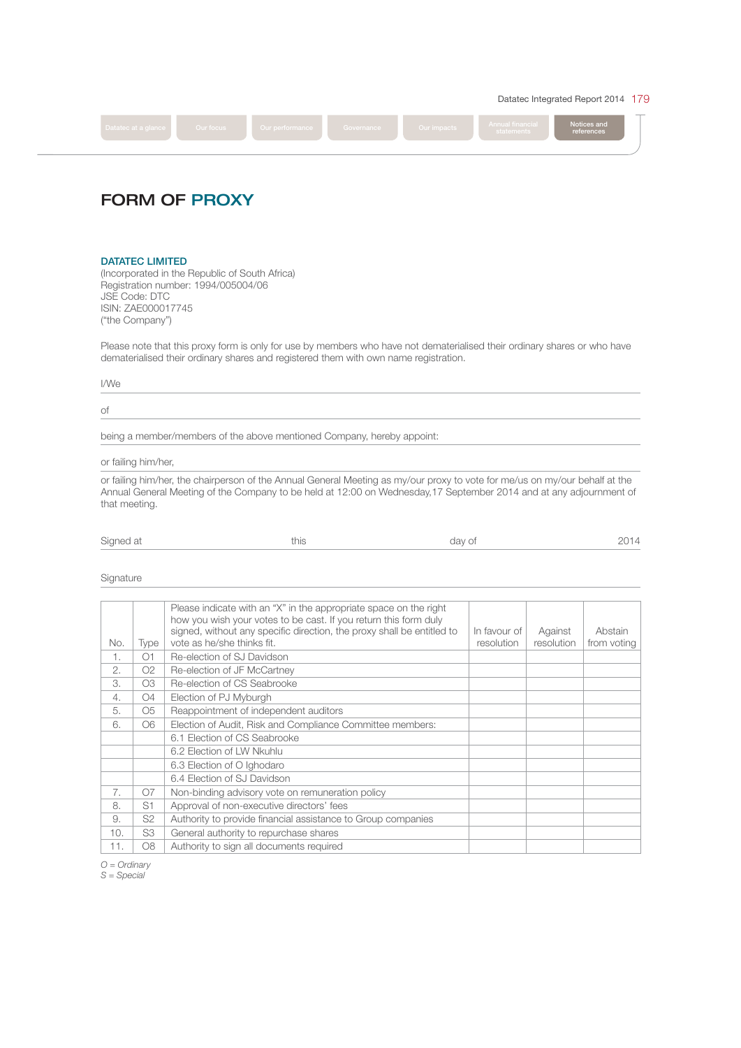# FORM OF PROXY

**DATATEC LIMITED**
(Incorporated in the Republic of South Africa)
Registration number: 1994/005004/06
JSE Code: DTC
ISIN: ZAE000017745
("the Company")

Please note that this proxy form is only for use by members who have not dematerialised their ordinary shares or who have dematerialised their ordinary shares and registered them with own name registration.

I/We \_\_\_\_\_\_\_\_\_\_\_\_\_\_\_\_\_\_\_\_\_\_\_\_\_\_\_\_\_\_\_\_\_\_\_\_\_\_\_\_

of \_\_\_\_\_\_\_\_\_\_\_\_\_\_\_\_\_\_\_\_\_\_\_\_\_\_\_\_\_\_\_\_\_\_\_\_\_\_\_\_

being a member/members of the above mentioned Company, hereby appoint: \_\_\_\_\_\_\_\_\_\_\_\_\_\_\_\_\_\_\_\_\_\_\_\_\_\_\_\_\_\_\_\_\_\_\_\_\_\_\_\_

or failing him/her, \_\_\_\_\_\_\_\_\_\_\_\_\_\_\_\_\_\_\_\_\_\_\_\_\_\_\_\_\_\_\_\_\_\_\_\_\_\_\_\_

or failing him/her, the chairperson of the Annual General Meeting as my/our proxy to vote for me/us on my/our behalf at the Annual General Meeting of the Company to be held at 12:00 on Wednesday,17 September 2014 and at any adjournment of that meeting.

Signed at \_\_\_\_\_\_\_\_\_\_\_\_\_\_\_\_ this \_\_\_\_\_\_\_\_\_\_\_\_\_\_\_\_ day of \_\_\_\_\_\_\_\_\_\_\_\_\_\_\_\_ 2014

Signature \_\_\_\_\_\_\_\_\_\_\_\_\_\_\_\_\_\_\_\_\_\_\_\_\_\_\_\_\_\_\_\_\_\_\_\_\_\_\_\_

| No. | Type | Please indicate with an "X" in the appropriate space on the right how you wish your votes to be cast. If you return this form duly signed, without any specific direction, the proxy shall be entitled to vote as he/she thinks fit. | In favour of resolution | Against resolution | Abstain from voting |
|---|---|---|---|---|---|
| 1. | O1 | Re-election of SJ Davidson | | | |
| 2. | O2 | Re-election of JF McCartney | | | |
| 3. | O3 | Re-election of CS Seabrooke | | | |
| 4. | O4 | Election of PJ Myburgh | | | |
| 5. | O5 | Reappointment of independent auditors | | | |
| 6. | O6 | Election of Audit, Risk and Compliance Committee members: | | | |
| | | 6.1 Election of CS Seabrooke | | | |
| | | 6.2 Election of LW Nkuhlu | | | |
| | | 6.3 Election of O Ighodaro | | | |
| | | 6.4 Election of SJ Davidson | | | |
| 7. | O7 | Non-binding advisory vote on remuneration policy | | | |
| 8. | S1 | Approval of non-executive directors' fees | | | |
| 9. | S2 | Authority to provide financial assistance to Group companies | | | |
| 10. | S3 | General authority to repurchase shares | | | |
| 11. | O8 | Authority to sign all documents required | | | |

*O = Ordinary*
*S = Special*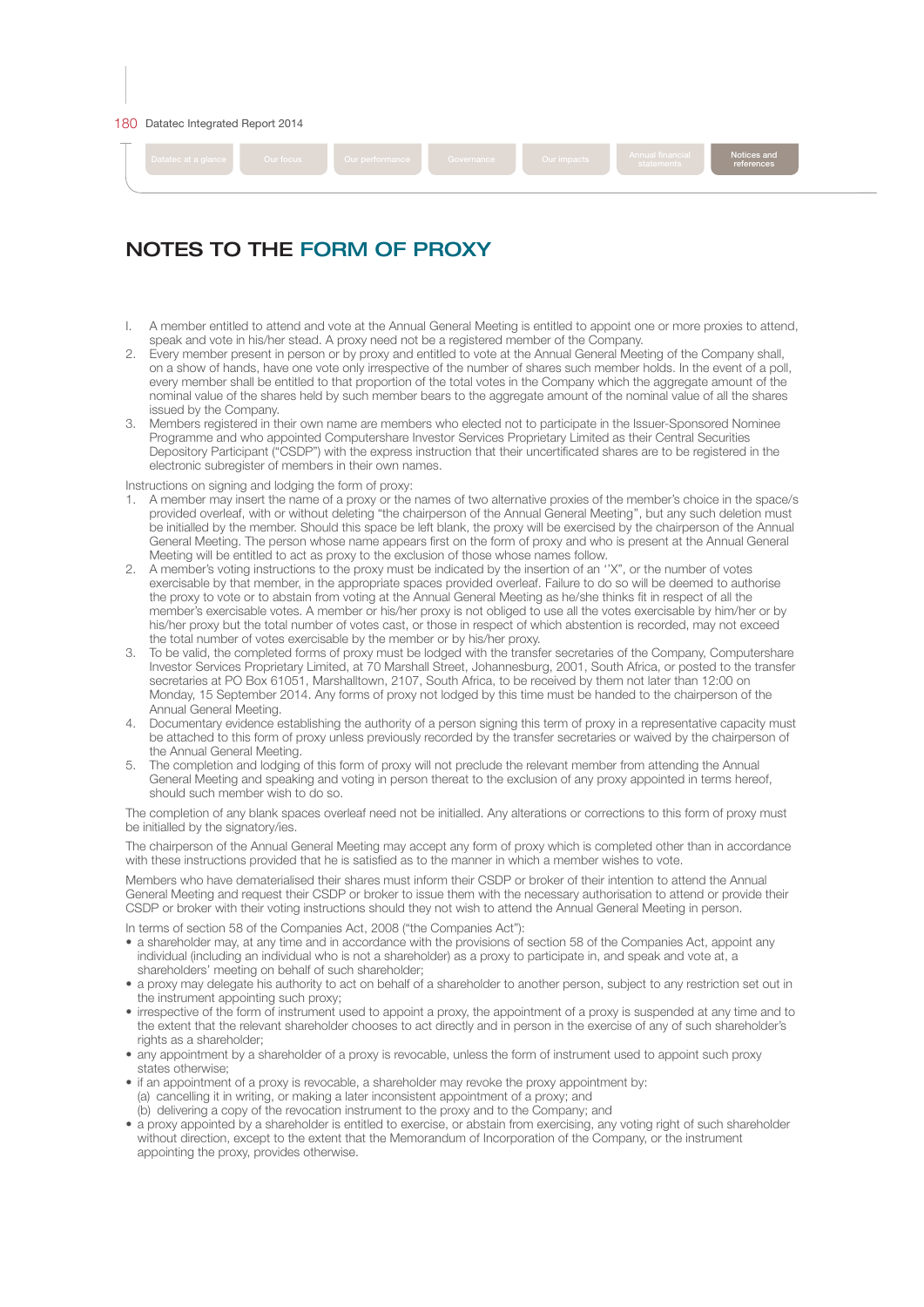# NOTES TO THE FORM OF PROXY

I. A member entitled to attend and vote at the Annual General Meeting is entitled to appoint one or more proxies to attend, speak and vote in his/her stead. A proxy need not be a registered member of the Company.
2. Every member present in person or by proxy and entitled to vote at the Annual General Meeting of the Company shall, on a show of hands, have one vote only irrespective of the number of shares such member holds. In the event of a poll, every member shall be entitled to that proportion of the total votes in the Company which the aggregate amount of the nominal value of the shares held by such member bears to the aggregate amount of the nominal value of all the shares issued by the Company.
3. Members registered in their own name are members who elected not to participate in the Issuer-Sponsored Nominee Programme and who appointed Computershare Investor Services Proprietary Limited as their Central Securities Depository Participant ("CSDP") with the express instruction that their uncertificated shares are to be registered in the electronic subregister of members in their own names.

Instructions on signing and lodging the form of proxy:

1. A member may insert the name of a proxy or the names of two alternative proxies of the member's choice in the space/s provided overleaf, with or without deleting "the chairperson of the Annual General Meeting", but any such deletion must be initialled by the member. Should this space be left blank, the proxy will be exercised by the chairperson of the Annual General Meeting. The person whose name appears first on the form of proxy and who is present at the Annual General Meeting will be entitled to act as proxy to the exclusion of those whose names follow.
2. A member's voting instructions to the proxy must be indicated by the insertion of an ''X", or the number of votes exercisable by that member, in the appropriate spaces provided overleaf. Failure to do so will be deemed to authorise the proxy to vote or to abstain from voting at the Annual General Meeting as he/she thinks fit in respect of all the member's exercisable votes. A member or his/her proxy is not obliged to use all the votes exercisable by him/her or by his/her proxy but the total number of votes cast, or those in respect of which abstention is recorded, may not exceed the total number of votes exercisable by the member or by his/her proxy.
3. To be valid, the completed forms of proxy must be lodged with the transfer secretaries of the Company, Computershare Investor Services Proprietary Limited, at 70 Marshall Street, Johannesburg, 2001, South Africa, or posted to the transfer secretaries at PO Box 61051, Marshalltown, 2107, South Africa, to be received by them not later than 12:00 on Monday, 15 September 2014. Any forms of proxy not lodged by this time must be handed to the chairperson of the Annual General Meeting.
4. Documentary evidence establishing the authority of a person signing this term of proxy in a representative capacity must be attached to this form of proxy unless previously recorded by the transfer secretaries or waived by the chairperson of the Annual General Meeting.
5. The completion and lodging of this form of proxy will not preclude the relevant member from attending the Annual General Meeting and speaking and voting in person thereat to the exclusion of any proxy appointed in terms hereof, should such member wish to do so.

The completion of any blank spaces overleaf need not be initialled. Any alterations or corrections to this form of proxy must be initialled by the signatory/ies.

The chairperson of the Annual General Meeting may accept any form of proxy which is completed other than in accordance with these instructions provided that he is satisfied as to the manner in which a member wishes to vote.

Members who have dematerialised their shares must inform their CSDP or broker of their intention to attend the Annual General Meeting and request their CSDP or broker to issue them with the necessary authorisation to attend or provide their CSDP or broker with their voting instructions should they not wish to attend the Annual General Meeting in person.

In terms of section 58 of the Companies Act, 2008 ("the Companies Act"):

- a shareholder may, at any time and in accordance with the provisions of section 58 of the Companies Act, appoint any individual (including an individual who is not a shareholder) as a proxy to participate in, and speak and vote at, a shareholders' meeting on behalf of such shareholder;
- a proxy may delegate his authority to act on behalf of a shareholder to another person, subject to any restriction set out in the instrument appointing such proxy;
- irrespective of the form of instrument used to appoint a proxy, the appointment of a proxy is suspended at any time and to the extent that the relevant shareholder chooses to act directly and in person in the exercise of any of such shareholder's rights as a shareholder;
- any appointment by a shareholder of a proxy is revocable, unless the form of instrument used to appoint such proxy states otherwise;
- if an appointment of a proxy is revocable, a shareholder may revoke the proxy appointment by:
  (a) cancelling it in writing, or making a later inconsistent appointment of a proxy; and
  (b) delivering a copy of the revocation instrument to the proxy and to the Company; and
- a proxy appointed by a shareholder is entitled to exercise, or abstain from exercising, any voting right of such shareholder without direction, except to the extent that the Memorandum of Incorporation of the Company, or the instrument appointing the proxy, provides otherwise.